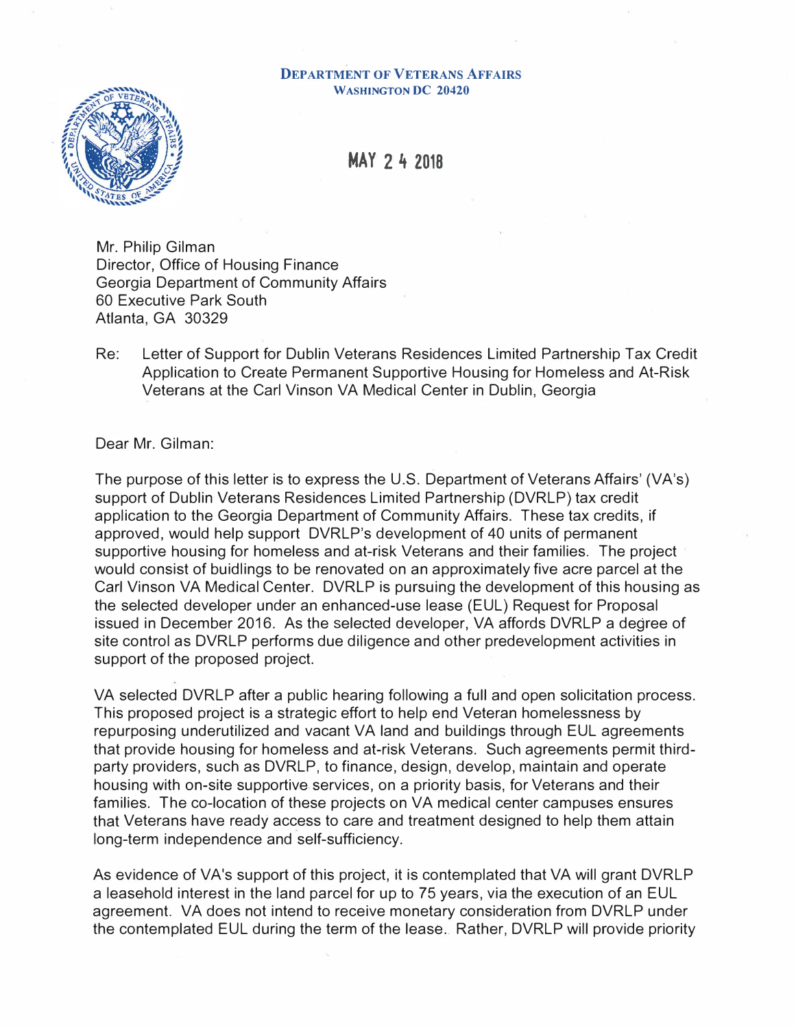**DEPARTMENT OF VETERANS AFFAIRS**
**WASHINGTON DC 20420**

**MAY 24 2018**

Mr. Philip Gilman
Director, Office of Housing Finance
Georgia Department of Community Affairs
60 Executive Park South
Atlanta, GA 30329

Re: Letter of Support for Dublin Veterans Residences Limited Partnership Tax Credit Application to Create Permanent Supportive Housing for Homeless and At-Risk Veterans at the Carl Vinson VA Medical Center in Dublin, Georgia

Dear Mr. Gilman:

The purpose of this letter is to express the U.S. Department of Veterans Affairs' (VA's) support of Dublin Veterans Residences Limited Partnership (DVRLP) tax credit application to the Georgia Department of Community Affairs. These tax credits, if approved, would help support DVRLP's development of 40 units of permanent supportive housing for homeless and at-risk Veterans and their families. The project would consist of buidlings to be renovated on an approximately five acre parcel at the Carl Vinson VA Medical Center. DVRLP is pursuing the development of this housing as the selected developer under an enhanced-use lease (EUL) Request for Proposal issued in December 2016. As the selected developer, VA affords DVRLP a degree of site control as DVRLP performs due diligence and other predevelopment activities in support of the proposed project.

VA selected DVRLP after a public hearing following a full and open solicitation process. This proposed project is a strategic effort to help end Veteran homelessness by repurposing underutilized and vacant VA land and buildings through EUL agreements that provide housing for homeless and at-risk Veterans. Such agreements permit third-party providers, such as DVRLP, to finance, design, develop, maintain and operate housing with on-site supportive services, on a priority basis, for Veterans and their families. The co-location of these projects on VA medical center campuses ensures that Veterans have ready access to care and treatment designed to help them attain long-term independence and self-sufficiency.

As evidence of VA's support of this project, it is contemplated that VA will grant DVRLP a leasehold interest in the land parcel for up to 75 years, via the execution of an EUL agreement. VA does not intend to receive monetary consideration from DVRLP under the contemplated EUL during the term of the lease. Rather, DVRLP will provide priority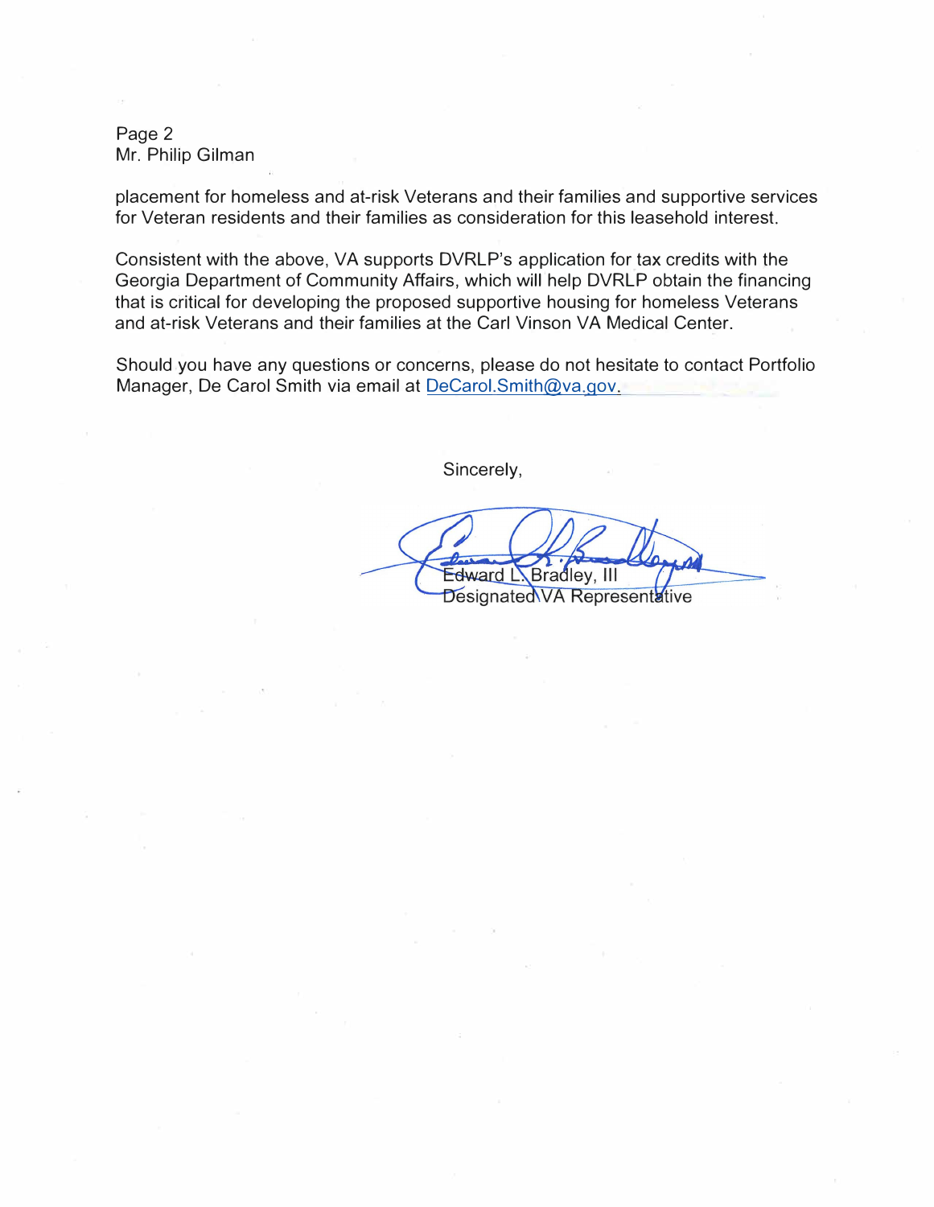Page 2
Mr. Philip Gilman

placement for homeless and at-risk Veterans and their families and supportive services for Veteran residents and their families as consideration for this leasehold interest.

Consistent with the above, VA supports DVRLP's application for tax credits with the Georgia Department of Community Affairs, which will help DVRLP obtain the financing that is critical for developing the proposed supportive housing for homeless Veterans and at-risk Veterans and their families at the Carl Vinson VA Medical Center.

Should you have any questions or concerns, please do not hesitate to contact Portfolio Manager, De Carol Smith via email at DeCarol.Smith@va.gov.

Sincerely,

Edward L. Bradley, III
Designated VA Representative